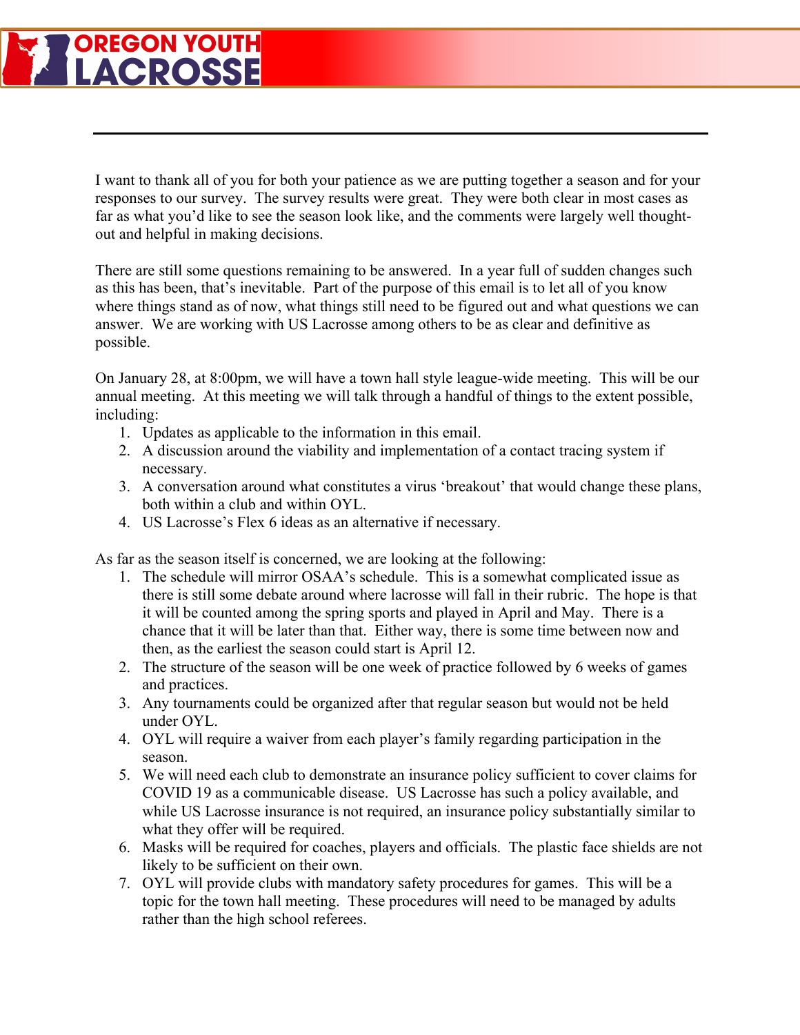# OREGON YOUTH LACROSSE

---

I want to thank all of you for both your patience as we are putting together a season and for your responses to our survey. The survey results were great. They were both clear in most cases as far as what you'd like to see the season look like, and the comments were largely well thought-out and helpful in making decisions.

There are still some questions remaining to be answered. In a year full of sudden changes such as this has been, that's inevitable. Part of the purpose of this email is to let all of you know where things stand as of now, what things still need to be figured out and what questions we can answer. We are working with US Lacrosse among others to be as clear and definitive as possible.

On January 28, at 8:00pm, we will have a town hall style league-wide meeting. This will be our annual meeting. At this meeting we will talk through a handful of things to the extent possible, including:

1. Updates as applicable to the information in this email.
2. A discussion around the viability and implementation of a contact tracing system if necessary.
3. A conversation around what constitutes a virus 'breakout' that would change these plans, both within a club and within OYL.
4. US Lacrosse's Flex 6 ideas as an alternative if necessary.

As far as the season itself is concerned, we are looking at the following:

1. The schedule will mirror OSAA's schedule. This is a somewhat complicated issue as there is still some debate around where lacrosse will fall in their rubric. The hope is that it will be counted among the spring sports and played in April and May. There is a chance that it will be later than that. Either way, there is some time between now and then, as the earliest the season could start is April 12.
2. The structure of the season will be one week of practice followed by 6 weeks of games and practices.
3. Any tournaments could be organized after that regular season but would not be held under OYL.
4. OYL will require a waiver from each player's family regarding participation in the season.
5. We will need each club to demonstrate an insurance policy sufficient to cover claims for COVID 19 as a communicable disease. US Lacrosse has such a policy available, and while US Lacrosse insurance is not required, an insurance policy substantially similar to what they offer will be required.
6. Masks will be required for coaches, players and officials. The plastic face shields are not likely to be sufficient on their own.
7. OYL will provide clubs with mandatory safety procedures for games. This will be a topic for the town hall meeting. These procedures will need to be managed by adults rather than the high school referees.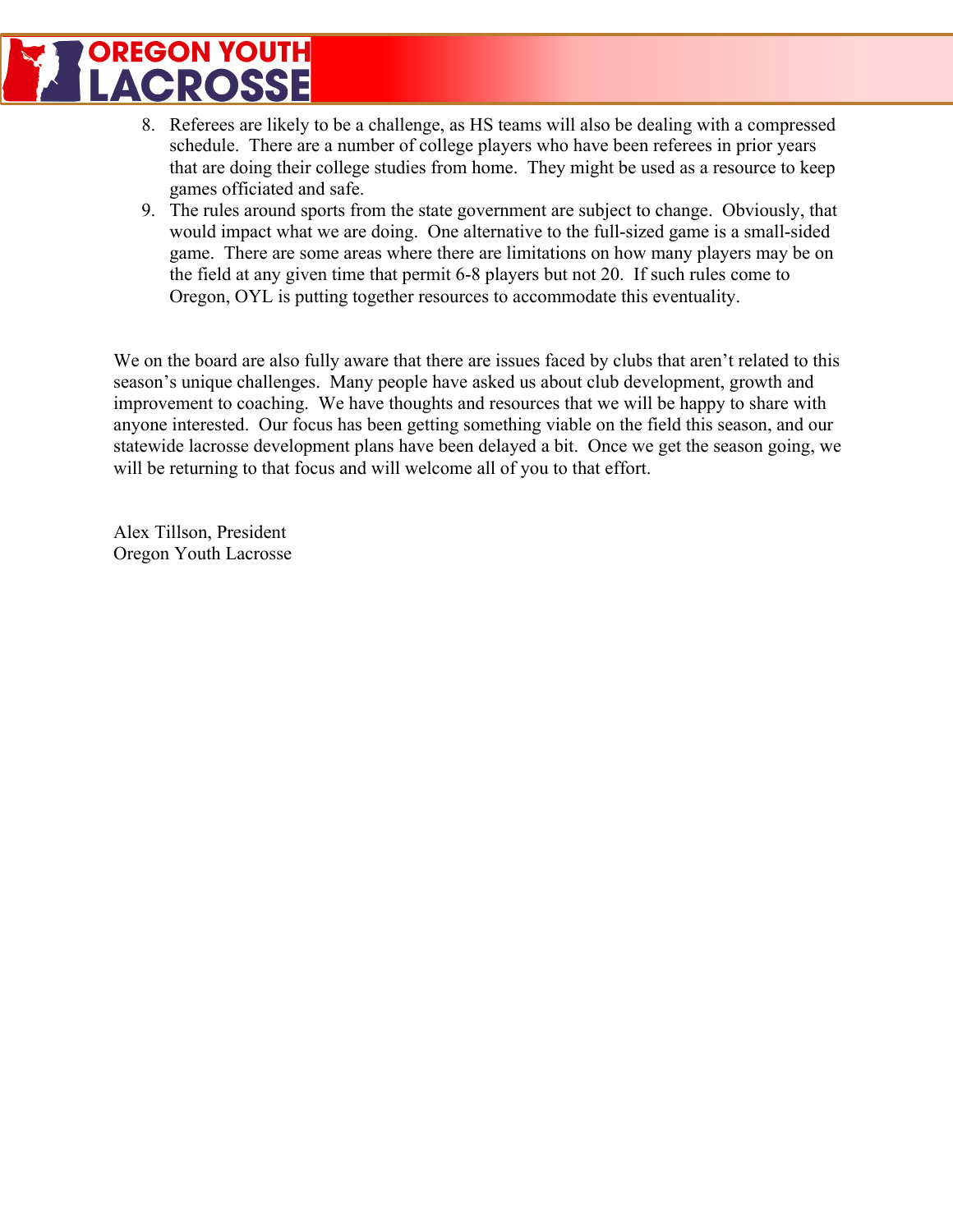8. Referees are likely to be a challenge, as HS teams will also be dealing with a compressed schedule. There are a number of college players who have been referees in prior years that are doing their college studies from home. They might be used as a resource to keep games officiated and safe.
9. The rules around sports from the state government are subject to change. Obviously, that would impact what we are doing. One alternative to the full-sized game is a small-sided game. There are some areas where there are limitations on how many players may be on the field at any given time that permit 6-8 players but not 20. If such rules come to Oregon, OYL is putting together resources to accommodate this eventuality.

We on the board are also fully aware that there are issues faced by clubs that aren't related to this season's unique challenges. Many people have asked us about club development, growth and improvement to coaching. We have thoughts and resources that we will be happy to share with anyone interested. Our focus has been getting something viable on the field this season, and our statewide lacrosse development plans have been delayed a bit. Once we get the season going, we will be returning to that focus and will welcome all of you to that effort.

Alex Tillson, President
Oregon Youth Lacrosse